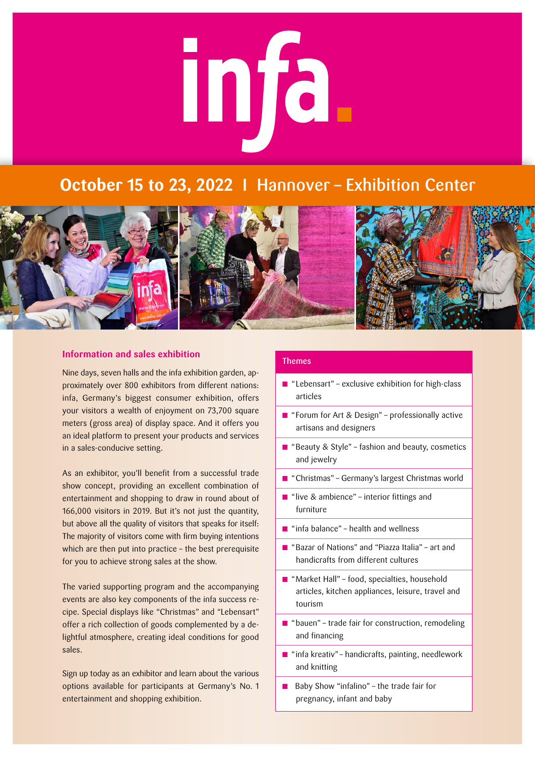# infa.

## October 15 to 23, 2022 I Hannover – Exhibition Center

### Information and sales exhibition

Nine days, seven halls and the infa exhibition garden, approximately over 800 exhibitors from different nations: infa, Germany's biggest consumer exhibition, offers your visitors a wealth of enjoyment on 73,700 square meters (gross area) of display space. And it offers you an ideal platform to present your products and services in a sales-conducive setting.

As an exhibitor, you'll benefit from a successful trade show concept, providing an excellent combination of entertainment and shopping to draw in round about of 166,000 visitors in 2019. But it's not just the quantity, but above all the quality of visitors that speaks for itself: The majority of visitors come with firm buying intentions which are then put into practice – the best prerequisite for you to achieve strong sales at the show.

The varied supporting program and the accompanying events are also key components of the infa success recipe. Special displays like "Christmas" and "Lebensart" offer a rich collection of goods complemented by a delightful atmosphere, creating ideal conditions for good sales.

Sign up today as an exhibitor and learn about the various options available for participants at Germany's No. 1 entertainment and shopping exhibition.

### Themes

- "Lebensart" – exclusive exhibition for high-class articles
- "Forum for Art & Design" – professionally active artisans and designers
- "Beauty & Style" – fashion and beauty, cosmetics and jewelry
- "Christmas" – Germany's largest Christmas world
- "live & ambience" – interior fittings and furniture
- "infa balance" – health and wellness
- "Bazar of Nations" and "Piazza Italia" – art and handicrafts from different cultures
- "Market Hall" – food, specialties, household articles, kitchen appliances, leisure, travel and tourism
- "bauen" – trade fair for construction, remodeling and financing
- "infa kreativ" – handicrafts, painting, needlework and knitting
- Baby Show "infalino" – the trade fair for pregnancy, infant and baby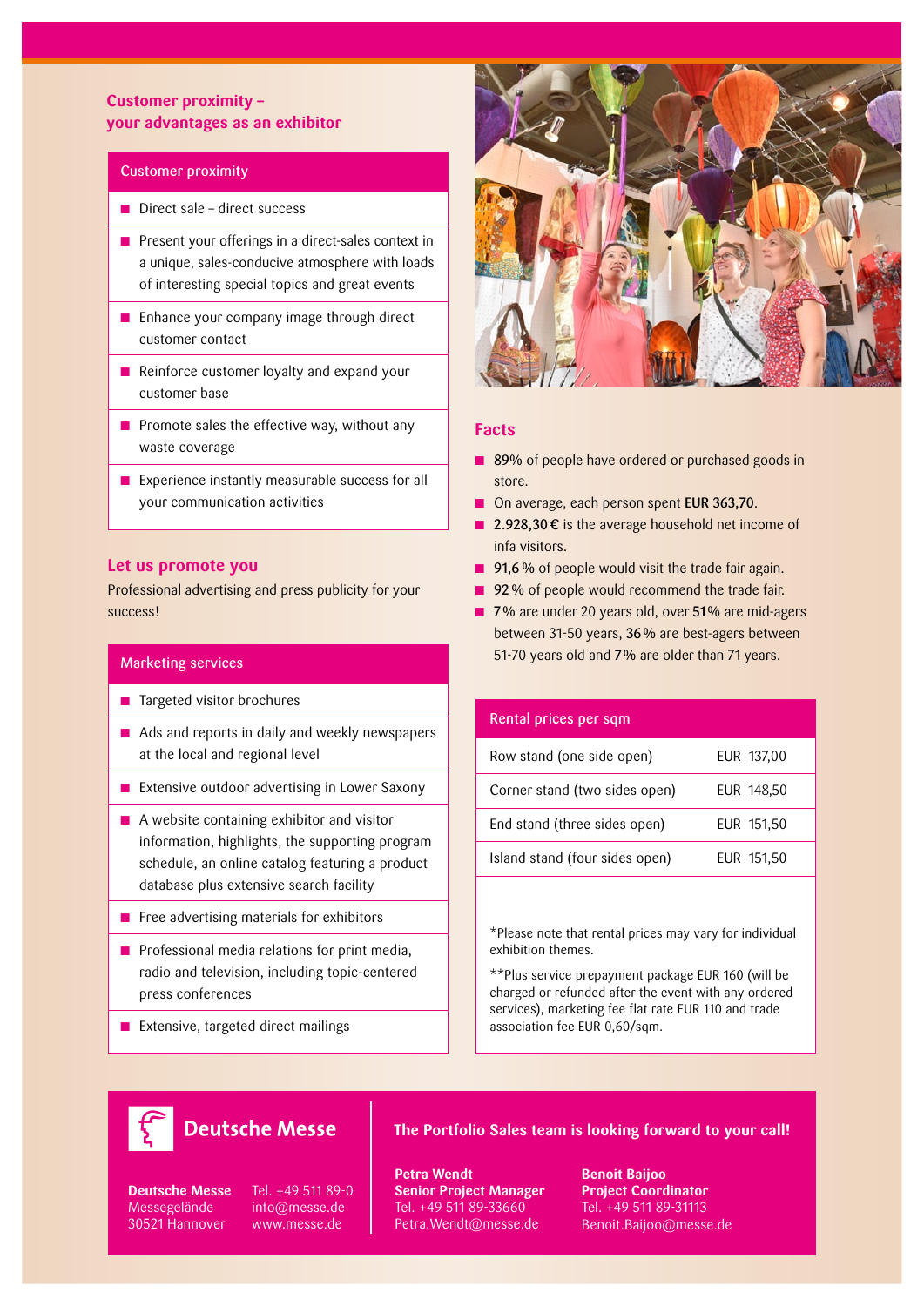## Customer proximity – your advantages as an exhibitor

| Customer proximity |
|---|
| Direct sale – direct success |
| Present your offerings in a direct-sales context in a unique, sales-conducive atmosphere with loads of interesting special topics and great events |
| Enhance your company image through direct customer contact |
| Reinforce customer loyalty and expand your customer base |
| Promote sales the effective way, without any waste coverage |
| Experience instantly measurable success for all your communication activities |

## Let us promote you

Professional advertising and press publicity for your success!

| Marketing services |
|---|
| Targeted visitor brochures |
| Ads and reports in daily and weekly newspapers at the local and regional level |
| Extensive outdoor advertising in Lower Saxony |
| A website containing exhibitor and visitor information, highlights, the supporting program schedule, an online catalog featuring a product database plus extensive search facility |
| Free advertising materials for exhibitors |
| Professional media relations for print media, radio and television, including topic-centered press conferences |
| Extensive, targeted direct mailings |

## Facts

- 89% of people have ordered or purchased goods in store.
- On average, each person spent **EUR 363,70**.
- **2.928,30 €** is the average household net income of infa visitors.
- **91,6 %** of people would visit the trade fair again.
- **92 %** of people would recommend the trade fair.
- **7 %** are under 20 years old, over **51 %** are mid-agers between 31-50 years, **36 %** are best-agers between 51-70 years old and **7 %** are older than 71 years.

| Rental prices per sqm | |
|---|---|
| Row stand (one side open) | EUR 137,00 |
| Corner stand (two sides open) | EUR 148,50 |
| End stand (three sides open) | EUR 151,50 |
| Island stand (four sides open) | EUR 151,50 |

*Please note that rental prices may vary for individual exhibition themes.

**Plus service prepayment package EUR 160 (will be charged or refunded after the event with any ordered services), marketing fee flat rate EUR 110 and trade association fee EUR 0,60/sqm.

**Deutsche Messe**

**Deutsche Messe**
Messegelände
30521 Hannover

Tel. +49 511 89-0
info@messe.de
www.messe.de

**The Portfolio Sales team is looking forward to your call!**

**Petra Wendt**
**Senior Project Manager**
Tel. +49 511 89-33660
Petra.Wendt@messe.de

**Benoit Baijoo**
**Project Coordinator**
Tel. +49 511 89-31113
Benoit.Baijoo@messe.de